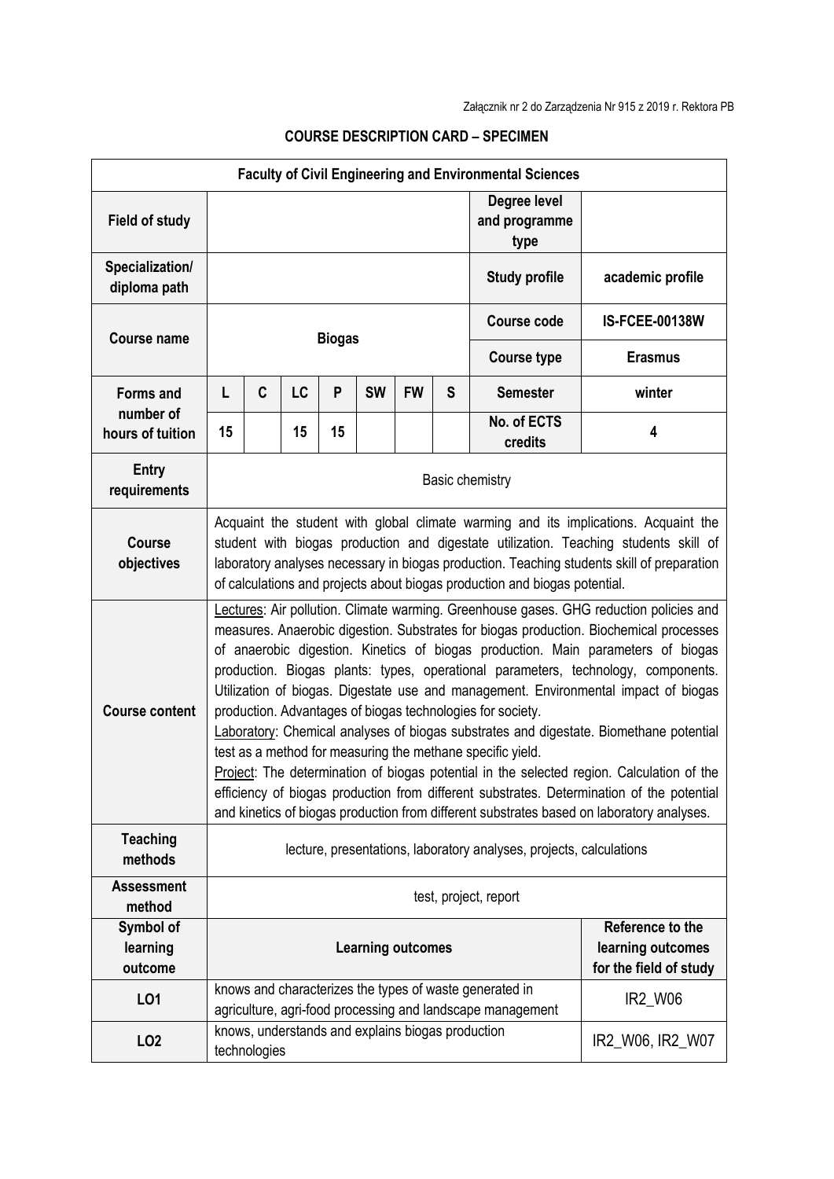Załącznik nr 2 do Zarządzenia Nr 915 z 2019 r. Rektora PB

## COURSE DESCRIPTION CARD – SPECIMEN

| Faculty of Civil Engineering and Environmental Sciences | | | | | | | | | |
|---|---|---|---|---|---|---|---|---|---|
| **Field of study** | | | | | | | | **Degree level and programme type** | |
| **Specialization/ diploma path** | | | | | | | | **Study profile** | **academic profile** |
| **Course name** | **Biogas** | | | | | | | **Course code** | **IS-FCEE-00138W** |
| | | | | | | | | **Course type** | **Erasmus** |
| **Forms and number of hours of tuition** | **L** | **C** | **LC** | **P** | **SW** | **FW** | **S** | **Semester** | **winter** |
| | **15** | | **15** | **15** | | | | **No. of ECTS credits** | **4** |
| **Entry requirements** | Basic chemistry | | | | | | | | |
| **Course objectives** | Acquaint the student with global climate warming and its implications. Acquaint the student with biogas production and digestate utilization. Teaching students skill of laboratory analyses necessary in biogas production. Teaching students skill of preparation of calculations and projects about biogas production and biogas potential. | | | | | | | | |
| **Course content** | Lectures: Air pollution. Climate warming. Greenhouse gases. GHG reduction policies and measures. Anaerobic digestion. Substrates for biogas production. Biochemical processes of anaerobic digestion. Kinetics of biogas production. Main parameters of biogas production. Biogas plants: types, operational parameters, technology, components. Utilization of biogas. Digestate use and management. Environmental impact of biogas production. Advantages of biogas technologies for society.<br>Laboratory: Chemical analyses of biogas substrates and digestate. Biomethane potential test as a method for measuring the methane specific yield.<br>Project: The determination of biogas potential in the selected region. Calculation of the efficiency of biogas production from different substrates. Determination of the potential and kinetics of biogas production from different substrates based on laboratory analyses. | | | | | | | | |
| **Teaching methods** | lecture, presentations, laboratory analyses, projects, calculations | | | | | | | | |
| **Assessment method** | test, project, report | | | | | | | | |
| **Symbol of learning outcome** | **Learning outcomes** | | | | | | | | **Reference to the learning outcomes for the field of study** |
| **LO1** | knows and characterizes the types of waste generated in agriculture, agri-food processing and landscape management | | | | | | | | IR2_W06 |
| **LO2** | knows, understands and explains biogas production technologies | | | | | | | | IR2_W06, IR2_W07 |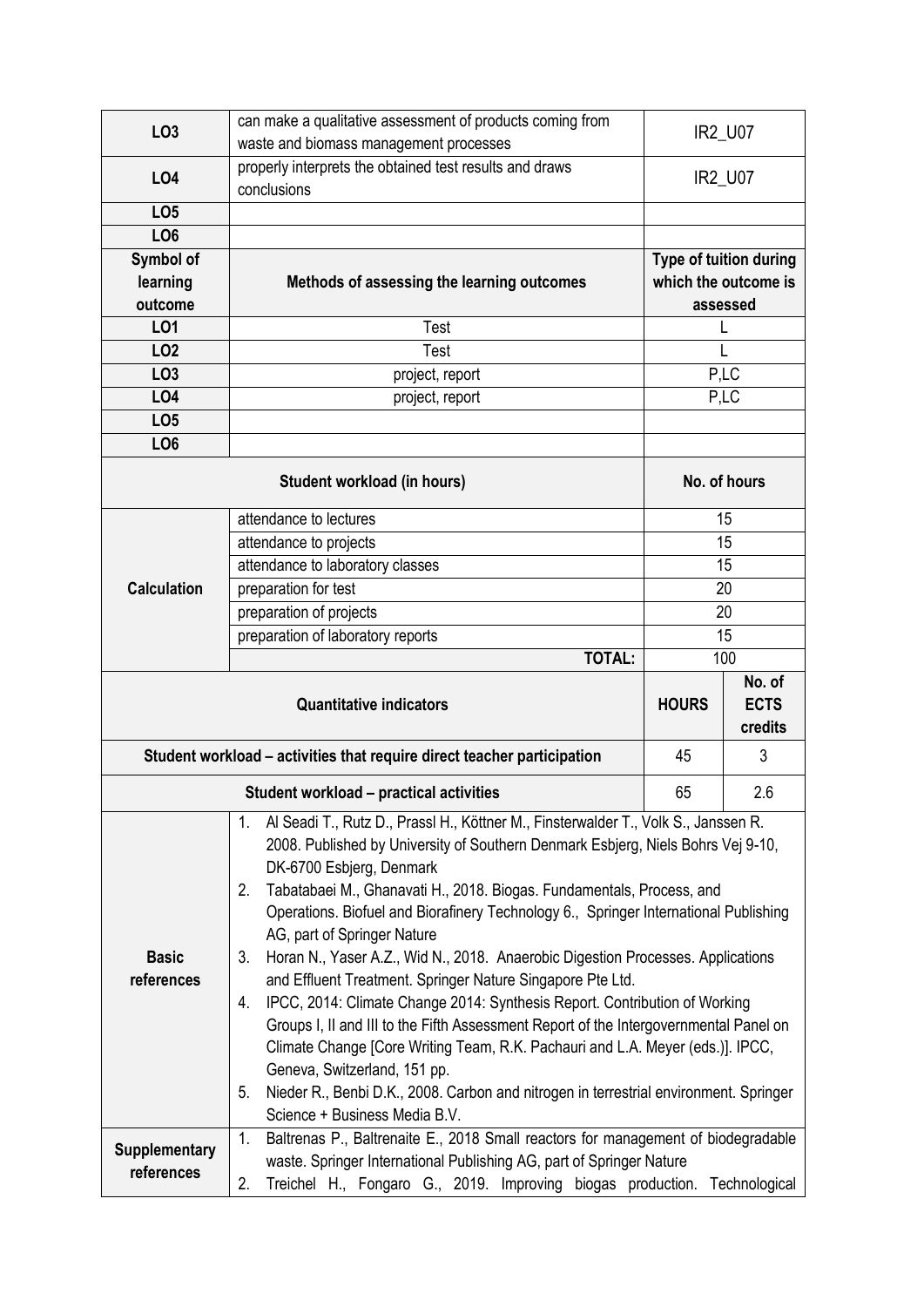| | | |
|---|---|---|
| **LO3** | can make a qualitative assessment of products coming from waste and biomass management processes | IR2_U07 |
| **LO4** | properly interprets the obtained test results and draws conclusions | IR2_U07 |
| **LO5** | | |
| **LO6** | | |

| Symbol of learning outcome | Methods of assessing the learning outcomes | Type of tuition during which the outcome is assessed |
|---|---|---|
| **LO1** | Test | L |
| **LO2** | Test | L |
| **LO3** | project, report | P,LC |
| **LO4** | project, report | P,LC |
| **LO5** | | |
| **LO6** | | |

| Student workload (in hours) | | No. of hours |
|---|---|---|
| **Calculation** | attendance to lectures | 15 |
| | attendance to projects | 15 |
| | attendance to laboratory classes | 15 |
| | preparation for test | 20 |
| | preparation of projects | 20 |
| | preparation of laboratory reports | 15 |
| | **TOTAL:** | 100 |

| Quantitative indicators | HOURS | No. of ECTS credits |
|---|---|---|
| **Student workload – activities that require direct teacher participation** | 45 | 3 |
| **Student workload – practical activities** | 65 | 2.6 |

| | |
|---|---|
| **Basic references** | 1. Al Seadi T., Rutz D., Prassl H., Köttner M., Finsterwalder T., Volk S., Janssen R. 2008. Published by University of Southern Denmark Esbjerg, Niels Bohrs Vej 9-10, DK-6700 Esbjerg, Denmark<br>2. Tabatabaei M., Ghanavati H., 2018. Biogas. Fundamentals, Process, and Operations. Biofuel and Biorafinery Technology 6., Springer International Publishing AG, part of Springer Nature<br>3. Horan N., Yaser A.Z., Wid N., 2018. Anaerobic Digestion Processes. Applications and Effluent Treatment. Springer Nature Singapore Pte Ltd.<br>4. IPCC, 2014: Climate Change 2014: Synthesis Report. Contribution of Working Groups I, II and III to the Fifth Assessment Report of the Intergovernmental Panel on Climate Change [Core Writing Team, R.K. Pachauri and L.A. Meyer (eds.)]. IPCC, Geneva, Switzerland, 151 pp.<br>5. Nieder R., Benbi D.K., 2008. Carbon and nitrogen in terrestrial environment. Springer Science + Business Media B.V. |
| **Supplementary references** | 1. Baltrenas P., Baltrenaite E., 2018 Small reactors for management of biodegradable waste. Springer International Publishing AG, part of Springer Nature<br>2. Treichel H., Fongaro G., 2019. Improving biogas production. Technological |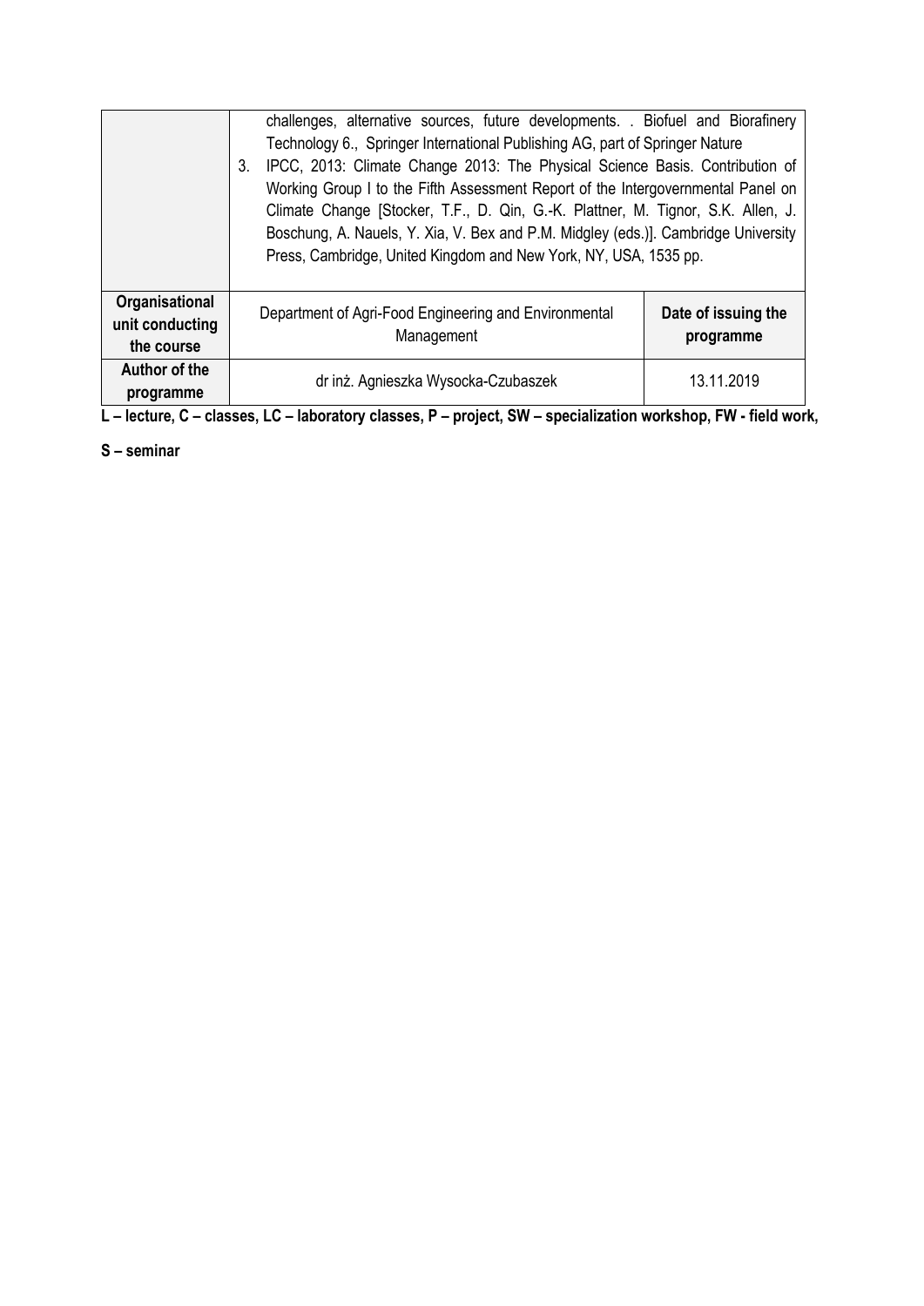| | | |
|---|---|---|
| | challenges, alternative sources, future developments. . Biofuel and Biorafinery Technology 6., Springer International Publishing AG, part of Springer Nature<br>3. IPCC, 2013: Climate Change 2013: The Physical Science Basis. Contribution of Working Group I to the Fifth Assessment Report of the Intergovernmental Panel on Climate Change [Stocker, T.F., D. Qin, G.-K. Plattner, M. Tignor, S.K. Allen, J. Boschung, A. Nauels, Y. Xia, V. Bex and P.M. Midgley (eds.)]. Cambridge University Press, Cambridge, United Kingdom and New York, NY, USA, 1535 pp. | |
| **Organisational unit conducting the course** | Department of Agri-Food Engineering and Environmental Management | **Date of issuing the programme** |
| **Author of the programme** | dr inż. Agnieszka Wysocka-Czubaszek | 13.11.2019 |

**L – lecture, C – classes, LC – laboratory classes, P – project, SW – specialization workshop, FW - field work,**

**S – seminar**